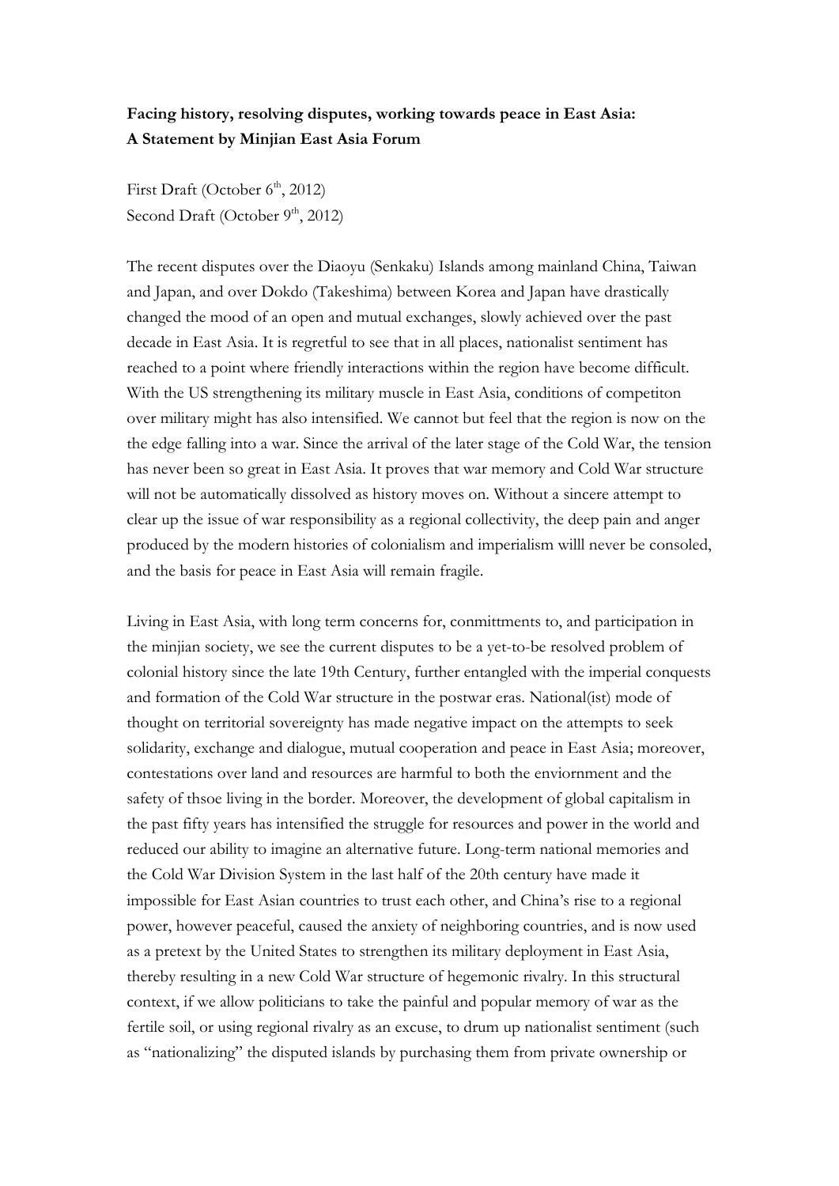**Facing history, resolving disputes, working towards peace in East Asia:**
**A Statement by Minjian East Asia Forum**

First Draft (October 6th, 2012)
Second Draft (October 9th, 2012)

The recent disputes over the Diaoyu (Senkaku) Islands among mainland China, Taiwan and Japan, and over Dokdo (Takeshima) between Korea and Japan have drastically changed the mood of an open and mutual exchanges, slowly achieved over the past decade in East Asia. It is regretful to see that in all places, nationalist sentiment has reached to a point where friendly interactions within the region have become difficult. With the US strengthening its military muscle in East Asia, conditions of competiton over military might has also intensified. We cannot but feel that the region is now on the the edge falling into a war. Since the arrival of the later stage of the Cold War, the tension has never been so great in East Asia. It proves that war memory and Cold War structure will not be automatically dissolved as history moves on. Without a sincere attempt to clear up the issue of war responsibility as a regional collectivity, the deep pain and anger produced by the modern histories of colonialism and imperialism willl never be consoled, and the basis for peace in East Asia will remain fragile.

Living in East Asia, with long term concerns for, conmittments to, and participation in the minjian society, we see the current disputes to be a yet-to-be resolved problem of colonial history since the late 19th Century, further entangled with the imperial conquests and formation of the Cold War structure in the postwar eras. National(ist) mode of thought on territorial sovereignty has made negative impact on the attempts to seek solidarity, exchange and dialogue, mutual cooperation and peace in East Asia; moreover, contestations over land and resources are harmful to both the enviornment and the safety of thsoe living in the border. Moreover, the development of global capitalism in the past fifty years has intensified the struggle for resources and power in the world and reduced our ability to imagine an alternative future. Long-term national memories and the Cold War Division System in the last half of the 20th century have made it impossible for East Asian countries to trust each other, and China's rise to a regional power, however peaceful, caused the anxiety of neighboring countries, and is now used as a pretext by the United States to strengthen its military deployment in East Asia, thereby resulting in a new Cold War structure of hegemonic rivalry. In this structural context, if we allow politicians to take the painful and popular memory of war as the fertile soil, or using regional rivalry as an excuse, to drum up nationalist sentiment (such as "nationalizing" the disputed islands by purchasing them from private ownership or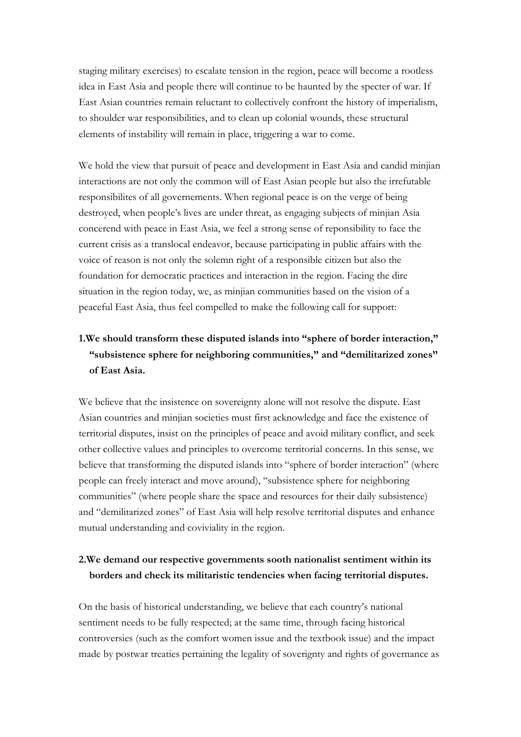staging military exercises) to escalate tension in the region, peace will become a rootless idea in East Asia and people there will continue to be haunted by the specter of war. If East Asian countries remain reluctant to collectively confront the history of imperialism, to shoulder war responsibilities, and to clean up colonial wounds, these structural elements of instability will remain in place, triggering a war to come.

We hold the view that pursuit of peace and development in East Asia and candid minjian interactions are not only the common will of East Asian people but also the irrefutable responsibilites of all governements. When regional peace is on the verge of being destroyed, when people's lives are under threat, as engaging subjects of minjian Asia concerend with peace in East Asia, we feel a strong sense of reponsibility to face the current crisis as a translocal endeavor, because participating in public affairs with the voice of reason is not only the solemn right of a responsible citizen but also the foundation for democratic practices and interaction in the region. Facing the dire situation in the region today, we, as minjian communities based on the vision of a peaceful East Asia, thus feel compelled to make the following call for support:

1. **We should transform these disputed islands into "sphere of border interaction," "subsistence sphere for neighboring communities," and "demilitarized zones" of East Asia.**

We believe that the insistence on sovereignty alone will not resolve the dispute. East Asian countries and minjian societies must first acknowledge and face the existence of territorial disputes, insist on the principles of peace and avoid military conflict, and seek other collective values and principles to overcome territorial concerns. In this sense, we believe that transforming the disputed islands into "sphere of border interaction" (where people can freely interact and move around), "subsistence sphere for neighboring communities" (where people share the space and resources for their daily subsistence) and "demilitarized zones" of East Asia will help resolve territorial disputes and enhance mutual understanding and coviviality in the region.

2. **We demand our respective governments sooth nationalist sentiment within its borders and check its militaristic tendencies when facing territorial disputes.**

On the basis of historical understanding, we believe that each country's national sentiment needs to be fully respected; at the same time, through facing historical controversies (such as the comfort women issue and the textbook issue) and the impact made by postwar treaties pertaining the legality of soverignty and rights of governance as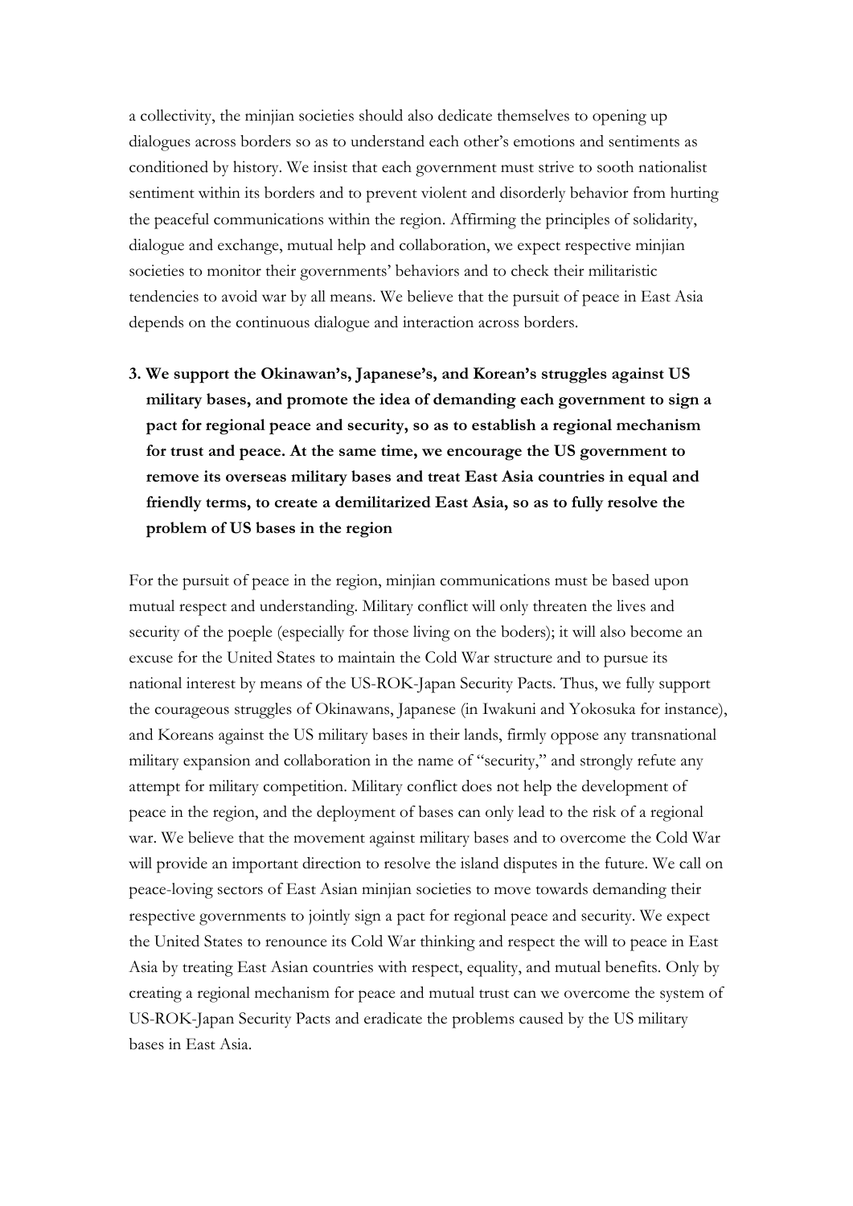a collectivity, the minjian societies should also dedicate themselves to opening up dialogues across borders so as to understand each other's emotions and sentiments as conditioned by history. We insist that each government must strive to sooth nationalist sentiment within its borders and to prevent violent and disorderly behavior from hurting the peaceful communications within the region. Affirming the principles of solidarity, dialogue and exchange, mutual help and collaboration, we expect respective minjian societies to monitor their governments' behaviors and to check their militaristic tendencies to avoid war by all means. We believe that the pursuit of peace in East Asia depends on the continuous dialogue and interaction across borders.

3. **We support the Okinawan's, Japanese's, and Korean's struggles against US military bases, and promote the idea of demanding each government to sign a pact for regional peace and security, so as to establish a regional mechanism for trust and peace. At the same time, we encourage the US government to remove its overseas military bases and treat East Asia countries in equal and friendly terms, to create a demilitarized East Asia, so as to fully resolve the problem of US bases in the region**

For the pursuit of peace in the region, minjian communications must be based upon mutual respect and understanding. Military conflict will only threaten the lives and security of the poeple (especially for those living on the boders); it will also become an excuse for the United States to maintain the Cold War structure and to pursue its national interest by means of the US-ROK-Japan Security Pacts. Thus, we fully support the courageous struggles of Okinawans, Japanese (in Iwakuni and Yokosuka for instance), and Koreans against the US military bases in their lands, firmly oppose any transnational military expansion and collaboration in the name of "security," and strongly refute any attempt for military competition. Military conflict does not help the development of peace in the region, and the deployment of bases can only lead to the risk of a regional war. We believe that the movement against military bases and to overcome the Cold War will provide an important direction to resolve the island disputes in the future. We call on peace-loving sectors of East Asian minjian societies to move towards demanding their respective governments to jointly sign a pact for regional peace and security. We expect the United States to renounce its Cold War thinking and respect the will to peace in East Asia by treating East Asian countries with respect, equality, and mutual benefits. Only by creating a regional mechanism for peace and mutual trust can we overcome the system of US-ROK-Japan Security Pacts and eradicate the problems caused by the US military bases in East Asia.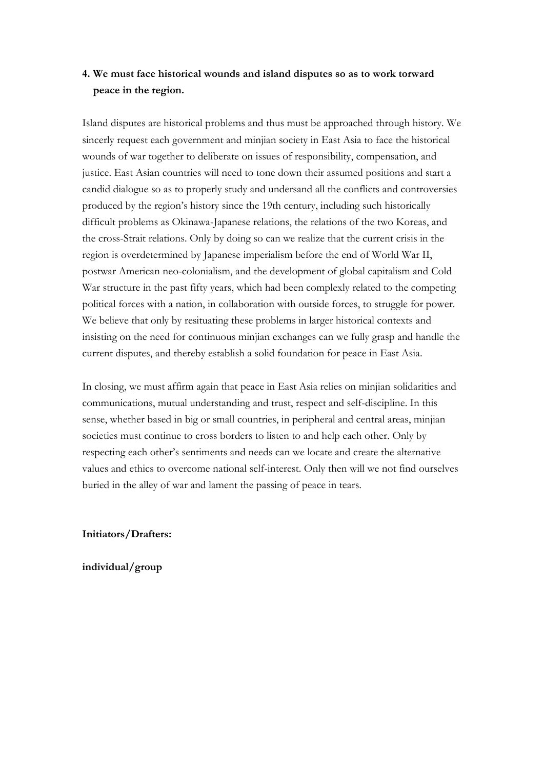**4. We must face historical wounds and island disputes so as to work torward peace in the region.**

Island disputes are historical problems and thus must be approached through history. We sincerely request each government and minjian society in East Asia to face the historical wounds of war together to deliberate on issues of responsibility, compensation, and justice. East Asian countries will need to tone down their assumed positions and start a candid dialogue so as to properly study and undersand all the conflicts and controversies produced by the region's history since the 19th century, including such historically difficult problems as Okinawa-Japanese relations, the relations of the two Koreas, and the cross-Strait relations. Only by doing so can we realize that the current crisis in the region is overdetermined by Japanese imperialism before the end of World War II, postwar American neo-colonialism, and the development of global capitalism and Cold War structure in the past fifty years, which had been complexly related to the competing political forces with a nation, in collaboration with outside forces, to struggle for power. We believe that only by resituating these problems in larger historical contexts and insisting on the need for continuous minjian exchanges can we fully grasp and handle the current disputes, and thereby establish a solid foundation for peace in East Asia.

In closing, we must affirm again that peace in East Asia relies on minjian solidarities and communications, mutual understanding and trust, respect and self-discipline. In this sense, whether based in big or small countries, in peripheral and central areas, minjian societies must continue to cross borders to listen to and help each other. Only by respecting each other's sentiments and needs can we locate and create the alternative values and ethics to overcome national self-interest. Only then will we not find ourselves buried in the alley of war and lament the passing of peace in tears.

**Initiators/Drafters:**

**individual/group**